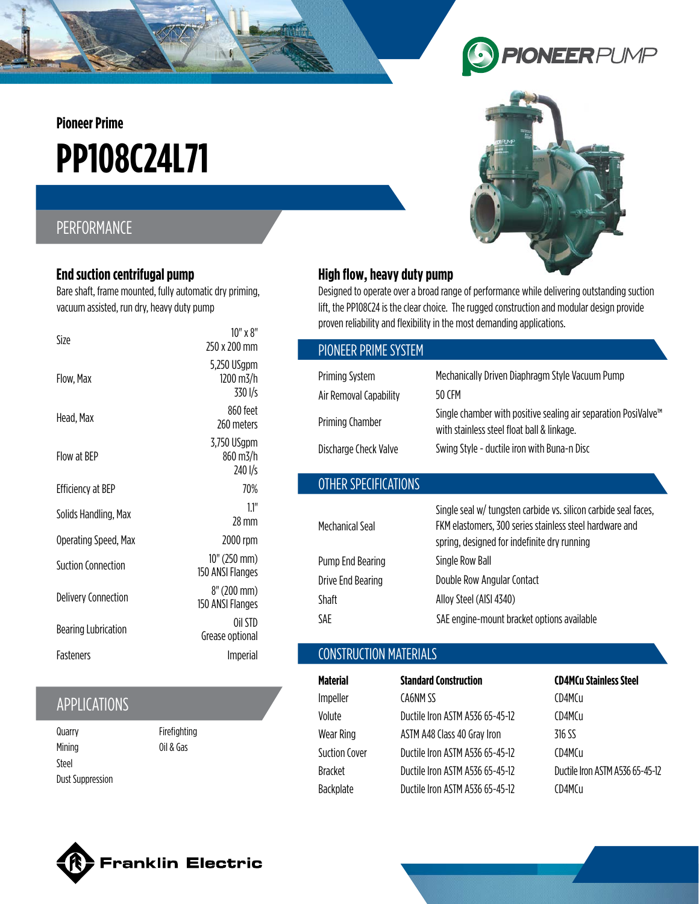PIONEERPUMP

Pioneer Prime

# PP108C24L71

## PERFORMANCE

### End suction centrifugal pump

Bare shaft, frame mounted, fully automatic dry priming, vacuum assisted, run dry, heavy duty pump

| | |
|---|---|
| Size | 10" x 8"<br>250 x 200 mm |
| Flow, Max | 5,250 USgpm<br>1200 m3/h<br>330 l/s |
| Head, Max | 860 feet<br>260 meters |
| Flow at BEP | 3,750 USgpm<br>860 m3/h<br>240 l/s |
| Efficiency at BEP | 70% |
| Solids Handling, Max | 1.1"<br>28 mm |
| Operating Speed, Max | 2000 rpm |
| Suction Connection | 10" (250 mm)<br>150 ANSI Flanges |
| Delivery Connection | 8" (200 mm)<br>150 ANSI Flanges |
| Bearing Lubrication | Oil STD<br>Grease optional |
| Fasteners | Imperial |

## APPLICATIONS

- Quarry
- Mining
- Steel
- Dust Suppression
- Firefighting
- Oil & Gas

### High flow, heavy duty pump

Designed to operate over a broad range of performance while delivering outstanding suction lift, the PP108C24 is the clear choice. The rugged construction and modular design provide proven reliability and flexibility in the most demanding applications.

## PIONEER PRIME SYSTEM

| | |
|---|---|
| Priming System | Mechanically Driven Diaphragm Style Vacuum Pump |
| Air Removal Capability | 50 CFM |
| Priming Chamber | Single chamber with positive sealing air separation PosiValve™ with stainless steel float ball & linkage. |
| Discharge Check Valve | Swing Style - ductile iron with Buna-n Disc |

## OTHER SPECIFICATIONS

| | |
|---|---|
| Mechanical Seal | Single seal w/ tungsten carbide vs. silicon carbide seal faces, FKM elastomers, 300 series stainless steel hardware and spring, designed for indefinite dry running |
| Pump End Bearing | Single Row Ball |
| Drive End Bearing | Double Row Angular Contact |
| Shaft | Alloy Steel (AISI 4340) |
| SAE | SAE engine-mount bracket options available |

## CONSTRUCTION MATERIALS

| Material | Standard Construction | CD4MCu Stainless Steel |
|---|---|---|
| Impeller | CA6NM SS | CD4MCu |
| Volute | Ductile Iron ASTM A536 65-45-12 | CD4MCu |
| Wear Ring | ASTM A48 Class 40 Gray Iron | 316 SS |
| Suction Cover | Ductile Iron ASTM A536 65-45-12 | CD4MCu |
| Bracket | Ductile Iron ASTM A536 65-45-12 | Ductile Iron ASTM A536 65-45-12 |
| Backplate | Ductile Iron ASTM A536 65-45-12 | CD4MCu |

Franklin Electric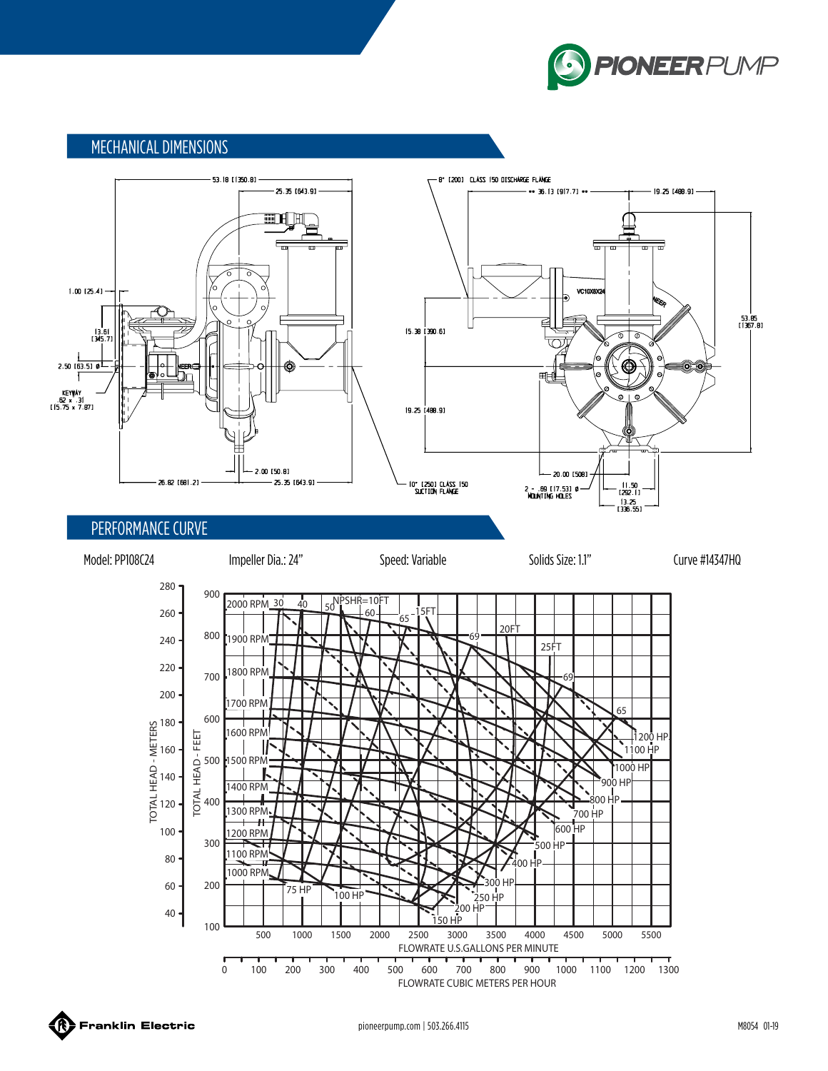## MECHANICAL DIMENSIONS

53.18 [1350.8]
25.35 [643.9]
1.00 [25.4]
13.61 [345.7]
2.50 [63.5] Ø
KEYWAY
.62 x .31
[15.75 x 7.87]
26.82 [681.2]
2.00 [50.8]
25.35 [643.9]
10" [250] CLASS 150 SUCTION FLANGE
8" [200] CLASS 150 DISCHARGE FLANGE
** 36.13 [917.7] **
19.25 [488.9]
15.38 [390.6]
19.25 [488.9]
53.85 [1367.8]
20.00 [508]
2 - .69 [17.53] Ø MOUNTING HOLES
11.50 [292.1]
13.25 [336.55]

## PERFORMANCE CURVE

Model: PP108C24

Impeller Dia.: 24"

Speed: Variable

Solids Size: 1.1"

Curve #14347HQ

TOTAL HEAD - METERS
TOTAL HEAD - FEET
FLOWRATE U.S.GALLONS PER MINUTE
FLOWRATE CUBIC METERS PER HOUR

2000 RPM, 1900 RPM, 1800 RPM, 1700 RPM, 1600 RPM, 1500 RPM, 1400 RPM, 1300 RPM, 1200 RPM, 1100 RPM, 1000 RPM

30, 40, 50, 60, 65, 69, 69, 65

NPSHR=10FT, 15FT, 20FT, 25FT

75 HP, 100 HP, 150 HP, 200 HP, 250 HP, 300 HP, 400 HP, 500 HP, 600 HP, 700 HP, 800 HP, 900 HP, 1000 HP, 1100 HP, 1200 HP

Franklin Electric

pioneerpump.com | 503.266.4115

M8054 01-19